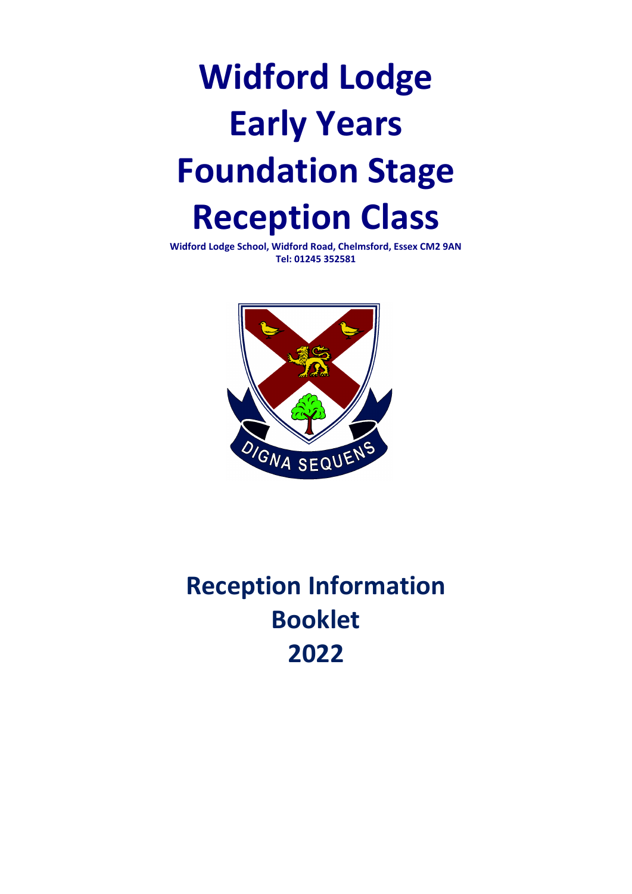# Widford Lodge Early Years Foundation Stage Reception Class

**Widford Lodge School, Widford Road, Chelmsford, Essex CM2 9AN**
**Tel: 01245 352581**

DIGNA SEQUENS

## Reception Information Booklet 2022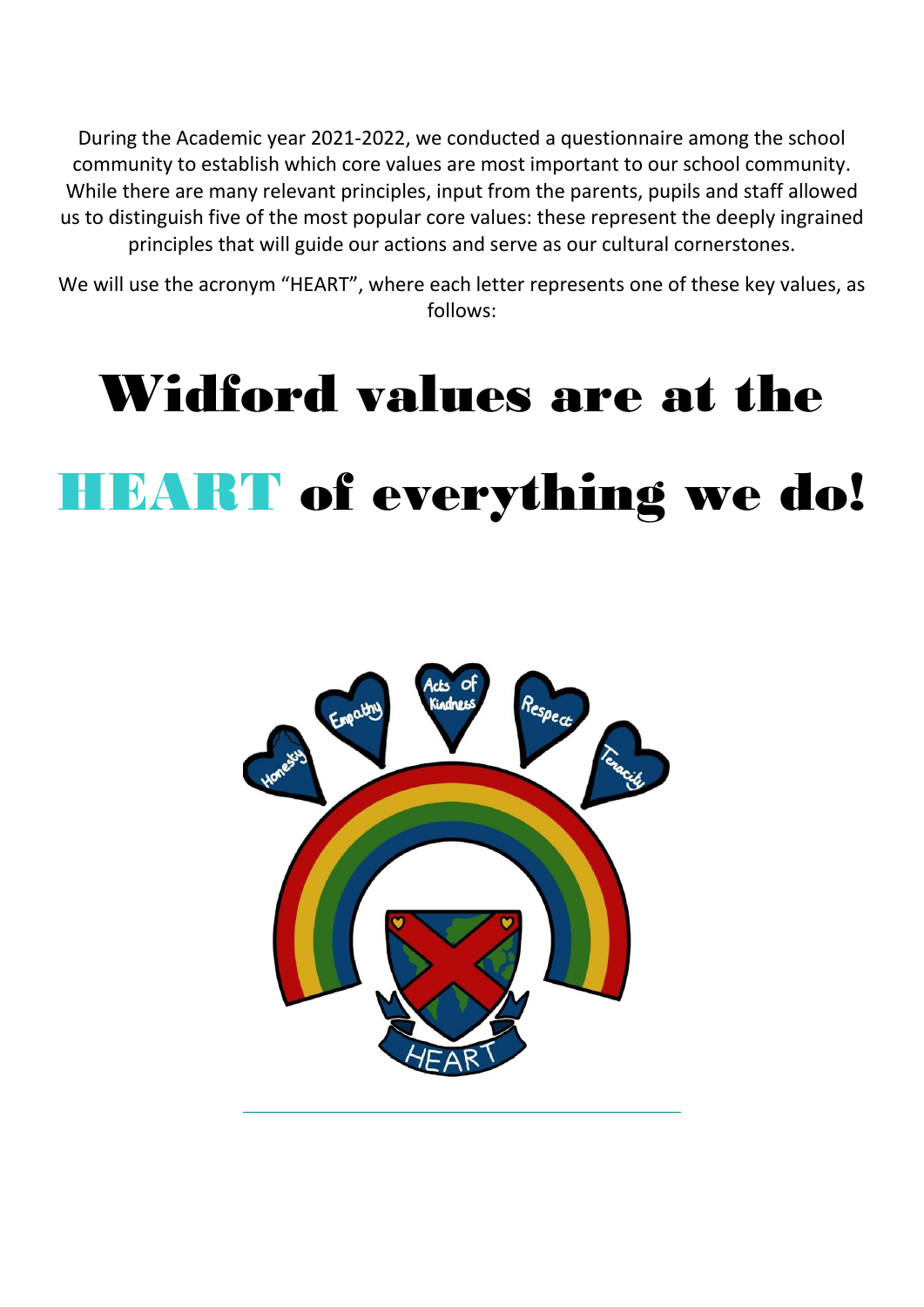During the Academic year 2021-2022, we conducted a questionnaire among the school community to establish which core values are most important to our school community. While there are many relevant principles, input from the parents, pupils and staff allowed us to distinguish five of the most popular core values: these represent the deeply ingrained principles that will guide our actions and serve as our cultural cornerstones.

We will use the acronym "HEART", where each letter represents one of these key values, as follows:

# Widford values are at the HEART of everything we do!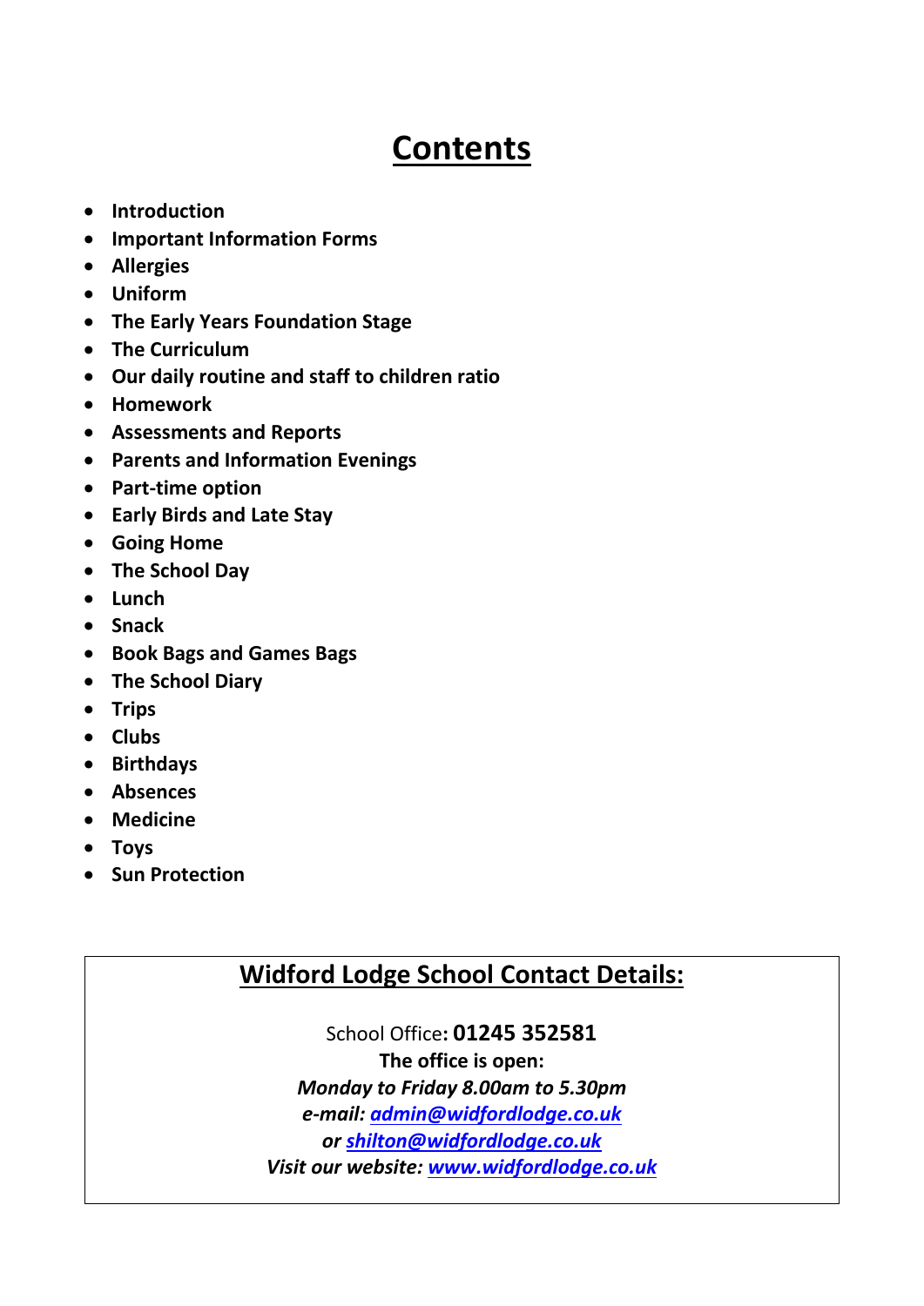# Contents

- **Introduction**
- **Important Information Forms**
- **Allergies**
- **Uniform**
- **The Early Years Foundation Stage**
- **The Curriculum**
- **Our daily routine and staff to children ratio**
- **Homework**
- **Assessments and Reports**
- **Parents and Information Evenings**
- **Part-time option**
- **Early Birds and Late Stay**
- **Going Home**
- **The School Day**
- **Lunch**
- **Snack**
- **Book Bags and Games Bags**
- **The School Diary**
- **Trips**
- **Clubs**
- **Birthdays**
- **Absences**
- **Medicine**
- **Toys**
- **Sun Protection**

## Widford Lodge School Contact Details:

School Office**: 01245 352581**

**The office is open:**

***Monday to Friday 8.00am to 5.30pm***

***e-mail: admin@widfordlodge.co.uk***

***or shilton@widfordlodge.co.uk***

***Visit our website: www.widfordlodge.co.uk***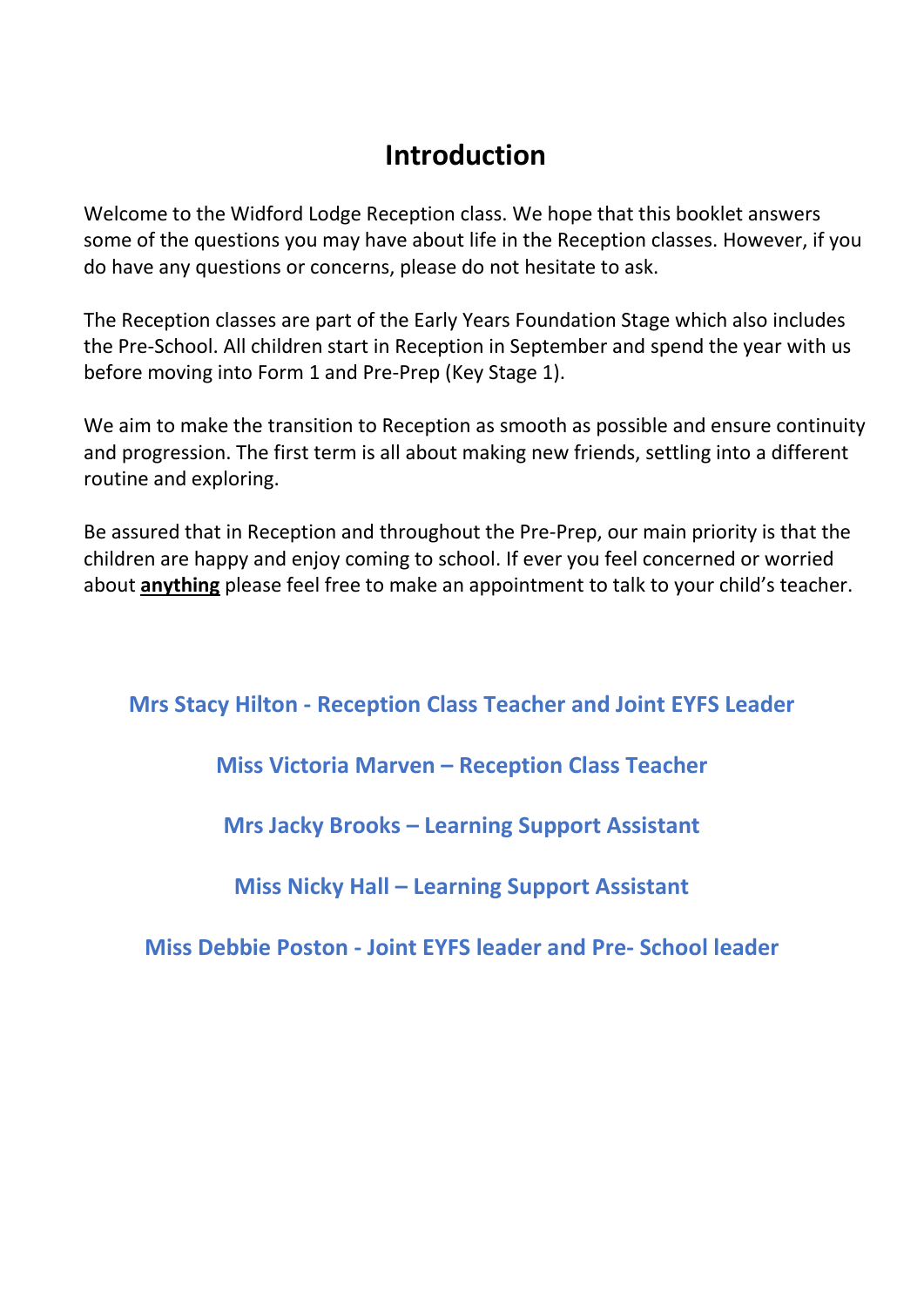# Introduction

Welcome to the Widford Lodge Reception class. We hope that this booklet answers some of the questions you may have about life in the Reception classes. However, if you do have any questions or concerns, please do not hesitate to ask.

The Reception classes are part of the Early Years Foundation Stage which also includes the Pre-School. All children start in Reception in September and spend the year with us before moving into Form 1 and Pre-Prep (Key Stage 1).

We aim to make the transition to Reception as smooth as possible and ensure continuity and progression. The first term is all about making new friends, settling into a different routine and exploring.

Be assured that in Reception and throughout the Pre-Prep, our main priority is that the children are happy and enjoy coming to school. If ever you feel concerned or worried about **anything** please feel free to make an appointment to talk to your child's teacher.

**Mrs Stacy Hilton - Reception Class Teacher and Joint EYFS Leader**

**Miss Victoria Marven – Reception Class Teacher**

**Mrs Jacky Brooks – Learning Support Assistant**

**Miss Nicky Hall – Learning Support Assistant**

**Miss Debbie Poston - Joint EYFS leader and Pre- School leader**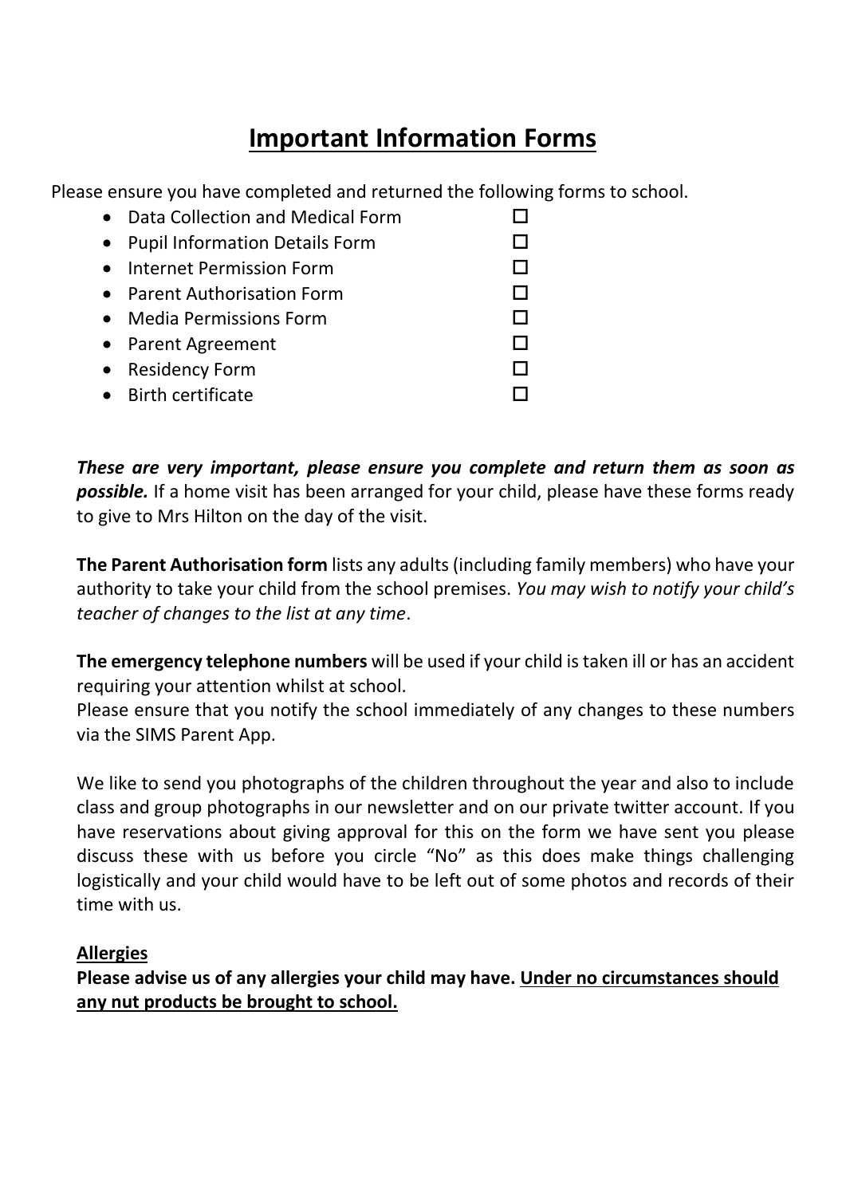# Important Information Forms

Please ensure you have completed and returned the following forms to school.

- Data Collection and Medical Form ☐
- Pupil Information Details Form ☐
- Internet Permission Form ☐
- Parent Authorisation Form ☐
- Media Permissions Form ☐
- Parent Agreement ☐
- Residency Form ☐
- Birth certificate ☐

***These are very important, please ensure you complete and return them as soon as possible.*** If a home visit has been arranged for your child, please have these forms ready to give to Mrs Hilton on the day of the visit.

**The Parent Authorisation form** lists any adults (including family members) who have your authority to take your child from the school premises. *You may wish to notify your child's teacher of changes to the list at any time*.

**The emergency telephone numbers** will be used if your child is taken ill or has an accident requiring your attention whilst at school.
Please ensure that you notify the school immediately of any changes to these numbers via the SIMS Parent App.

We like to send you photographs of the children throughout the year and also to include class and group photographs in our newsletter and on our private twitter account. If you have reservations about giving approval for this on the form we have sent you please discuss these with us before you circle "No" as this does make things challenging logistically and your child would have to be left out of some photos and records of their time with us.

**Allergies**

**Please advise us of any allergies your child may have. Under no circumstances should any nut products be brought to school.**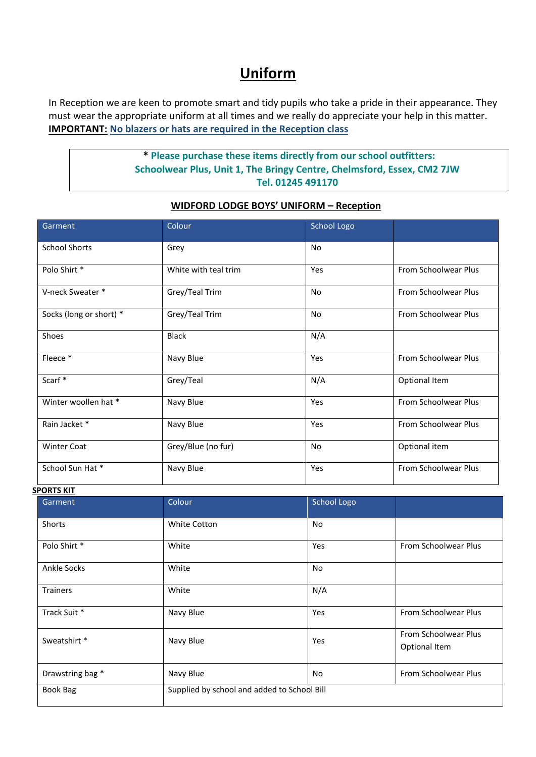# Uniform

In Reception we are keen to promote smart and tidy pupils who take a pride in their appearance. They must wear the appropriate uniform at all times and we really do appreciate your help in this matter.
**IMPORTANT:** No blazers or hats are required in the Reception class

> **\* Please purchase these items directly from our school outfitters:**
> **Schoolwear Plus, Unit 1, The Bringy Centre, Chelmsford, Essex, CM2 7JW**
> **Tel. 01245 491170**

**WIDFORD LODGE BOYS' UNIFORM – Reception**

| Garment | Colour | School Logo | |
|---|---|---|---|
| School Shorts | Grey | No | |
| Polo Shirt * | White with teal trim | Yes | From Schoolwear Plus |
| V-neck Sweater * | Grey/Teal Trim | No | From Schoolwear Plus |
| Socks (long or short) * | Grey/Teal Trim | No | From Schoolwear Plus |
| Shoes | Black | N/A | |
| Fleece * | Navy Blue | Yes | From Schoolwear Plus |
| Scarf * | Grey/Teal | N/A | Optional Item |
| Winter woollen hat * | Navy Blue | Yes | From Schoolwear Plus |
| Rain Jacket * | Navy Blue | Yes | From Schoolwear Plus |
| Winter Coat | Grey/Blue (no fur) | No | Optional item |
| School Sun Hat * | Navy Blue | Yes | From Schoolwear Plus |

**SPORTS KIT**

| Garment | Colour | School Logo | |
|---|---|---|---|
| Shorts | White Cotton | No | |
| Polo Shirt * | White | Yes | From Schoolwear Plus |
| Ankle Socks | White | No | |
| Trainers | White | N/A | |
| Track Suit * | Navy Blue | Yes | From Schoolwear Plus |
| Sweatshirt * | Navy Blue | Yes | From Schoolwear Plus Optional Item |
| Drawstring bag * | Navy Blue | No | From Schoolwear Plus |
| Book Bag | Supplied by school and added to School Bill | | |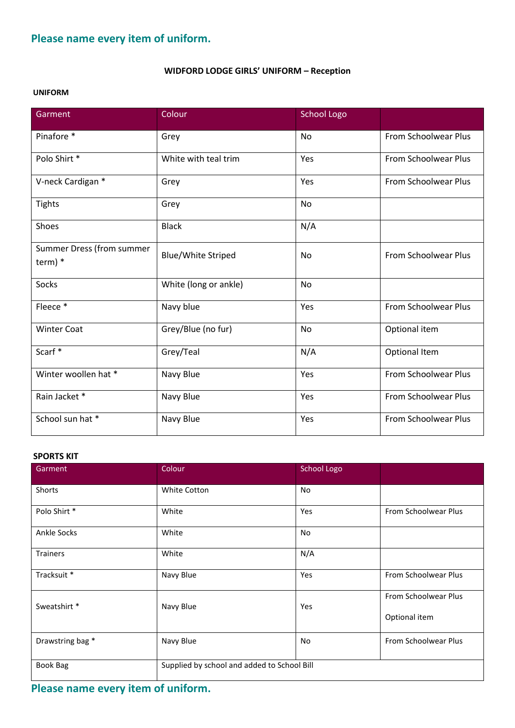**Please name every item of uniform.**

**WIDFORD LODGE GIRLS' UNIFORM – Reception**

**UNIFORM**

| Garment | Colour | School Logo | |
|---|---|---|---|
| Pinafore * | Grey | No | From Schoolwear Plus |
| Polo Shirt * | White with teal trim | Yes | From Schoolwear Plus |
| V-neck Cardigan * | Grey | Yes | From Schoolwear Plus |
| Tights | Grey | No | |
| Shoes | Black | N/A | |
| Summer Dress (from summer term) * | Blue/White Striped | No | From Schoolwear Plus |
| Socks | White (long or ankle) | No | |
| Fleece * | Navy blue | Yes | From Schoolwear Plus |
| Winter Coat | Grey/Blue (no fur) | No | Optional item |
| Scarf * | Grey/Teal | N/A | Optional Item |
| Winter woollen hat * | Navy Blue | Yes | From Schoolwear Plus |
| Rain Jacket * | Navy Blue | Yes | From Schoolwear Plus |
| School sun hat * | Navy Blue | Yes | From Schoolwear Plus |

**SPORTS KIT**

| Garment | Colour | School Logo | |
|---|---|---|---|
| Shorts | White Cotton | No | |
| Polo Shirt * | White | Yes | From Schoolwear Plus |
| Ankle Socks | White | No | |
| Trainers | White | N/A | |
| Tracksuit * | Navy Blue | Yes | From Schoolwear Plus |
| Sweatshirt * | Navy Blue | Yes | From Schoolwear Plus<br>Optional item |
| Drawstring bag * | Navy Blue | No | From Schoolwear Plus |
| Book Bag | Supplied by school and added to School Bill | | |

**Please name every item of uniform.**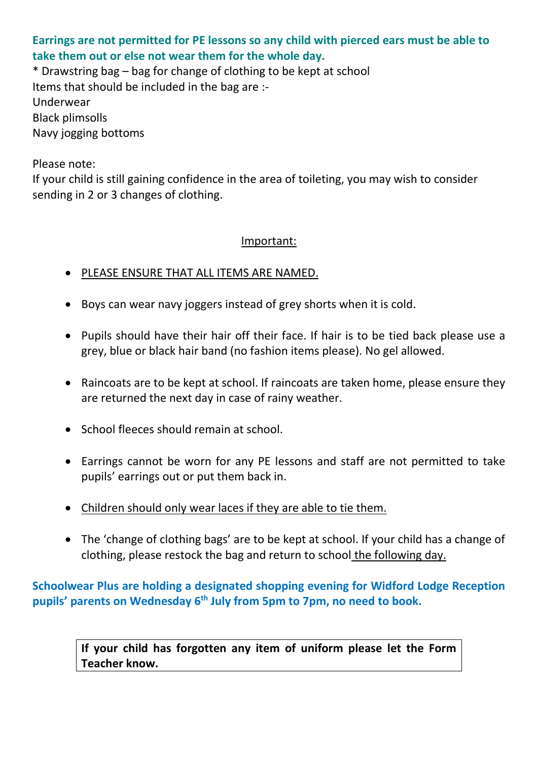**Earrings are not permitted for PE lessons so any child with pierced ears must be able to take them out or else not wear them for the whole day.**

* Drawstring bag – bag for change of clothing to be kept at school
Items that should be included in the bag are :-
Underwear
Black plimsolls
Navy jogging bottoms

Please note:
If your child is still gaining confidence in the area of toileting, you may wish to consider sending in 2 or 3 changes of clothing.

<u>Important:</u>

- <u>PLEASE ENSURE THAT ALL ITEMS ARE NAMED.</u>
- Boys can wear navy joggers instead of grey shorts when it is cold.
- Pupils should have their hair off their face. If hair is to be tied back please use a grey, blue or black hair band (no fashion items please). No gel allowed.
- Raincoats are to be kept at school. If raincoats are taken home, please ensure they are returned the next day in case of rainy weather.
- School fleeces should remain at school.
- Earrings cannot be worn for any PE lessons and staff are not permitted to take pupils' earrings out or put them back in.
- <u>Children should only wear laces if they are able to tie them.</u>
- The 'change of clothing bags' are to be kept at school. If your child has a change of clothing, please restock the bag and return to school <u>the following day.</u>

**Schoolwear Plus are holding a designated shopping evening for Widford Lodge Reception pupils' parents on Wednesday 6th July from 5pm to 7pm, no need to book.**

**If your child has forgotten any item of uniform please let the Form Teacher know.**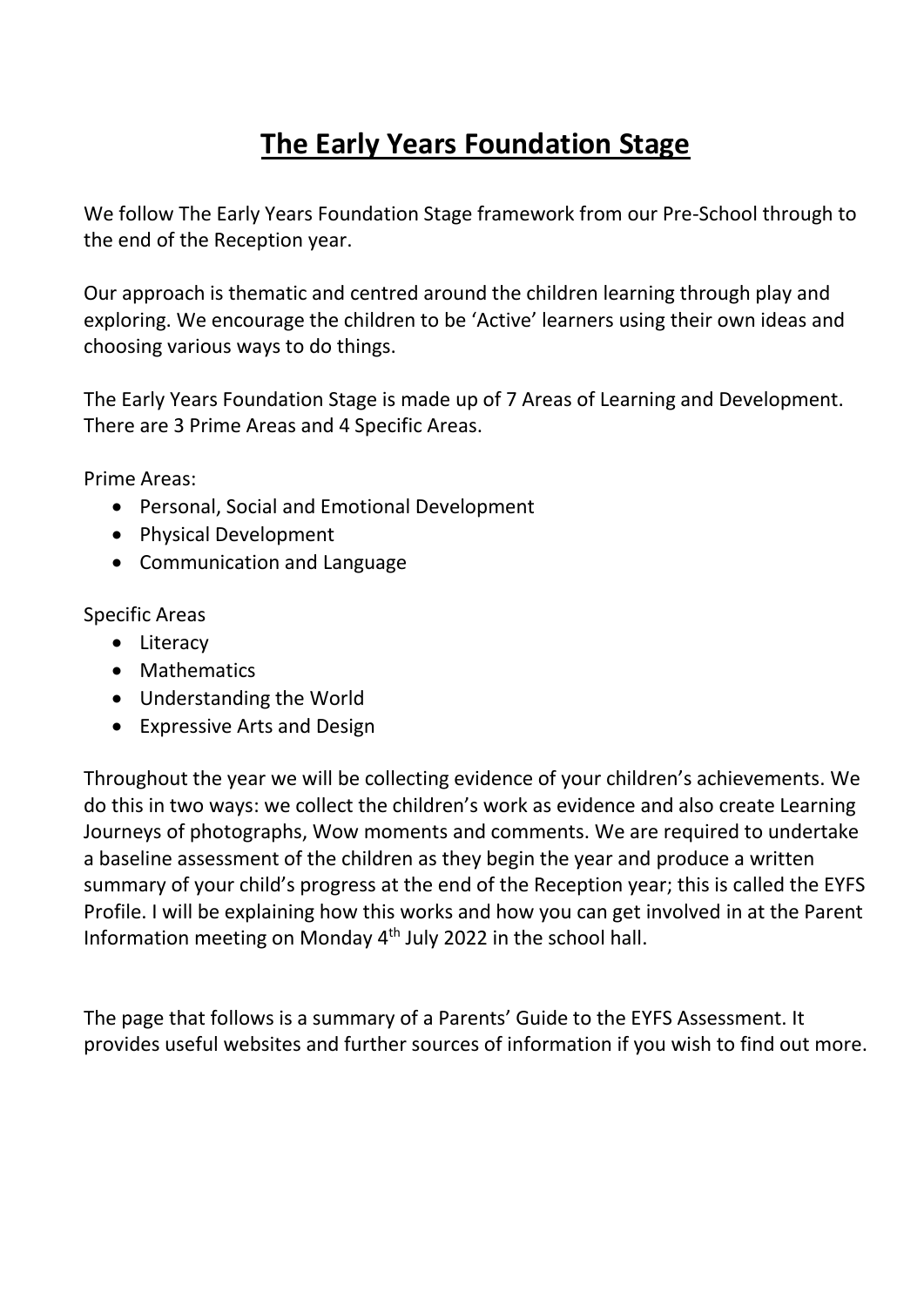# The Early Years Foundation Stage

We follow The Early Years Foundation Stage framework from our Pre-School through to the end of the Reception year.

Our approach is thematic and centred around the children learning through play and exploring. We encourage the children to be 'Active' learners using their own ideas and choosing various ways to do things.

The Early Years Foundation Stage is made up of 7 Areas of Learning and Development. There are 3 Prime Areas and 4 Specific Areas.

Prime Areas:

- Personal, Social and Emotional Development
- Physical Development
- Communication and Language

Specific Areas

- Literacy
- Mathematics
- Understanding the World
- Expressive Arts and Design

Throughout the year we will be collecting evidence of your children's achievements. We do this in two ways: we collect the children's work as evidence and also create Learning Journeys of photographs, Wow moments and comments. We are required to undertake a baseline assessment of the children as they begin the year and produce a written summary of your child's progress at the end of the Reception year; this is called the EYFS Profile. I will be explaining how this works and how you can get involved in at the Parent Information meeting on Monday 4th July 2022 in the school hall.

The page that follows is a summary of a Parents' Guide to the EYFS Assessment. It provides useful websites and further sources of information if you wish to find out more.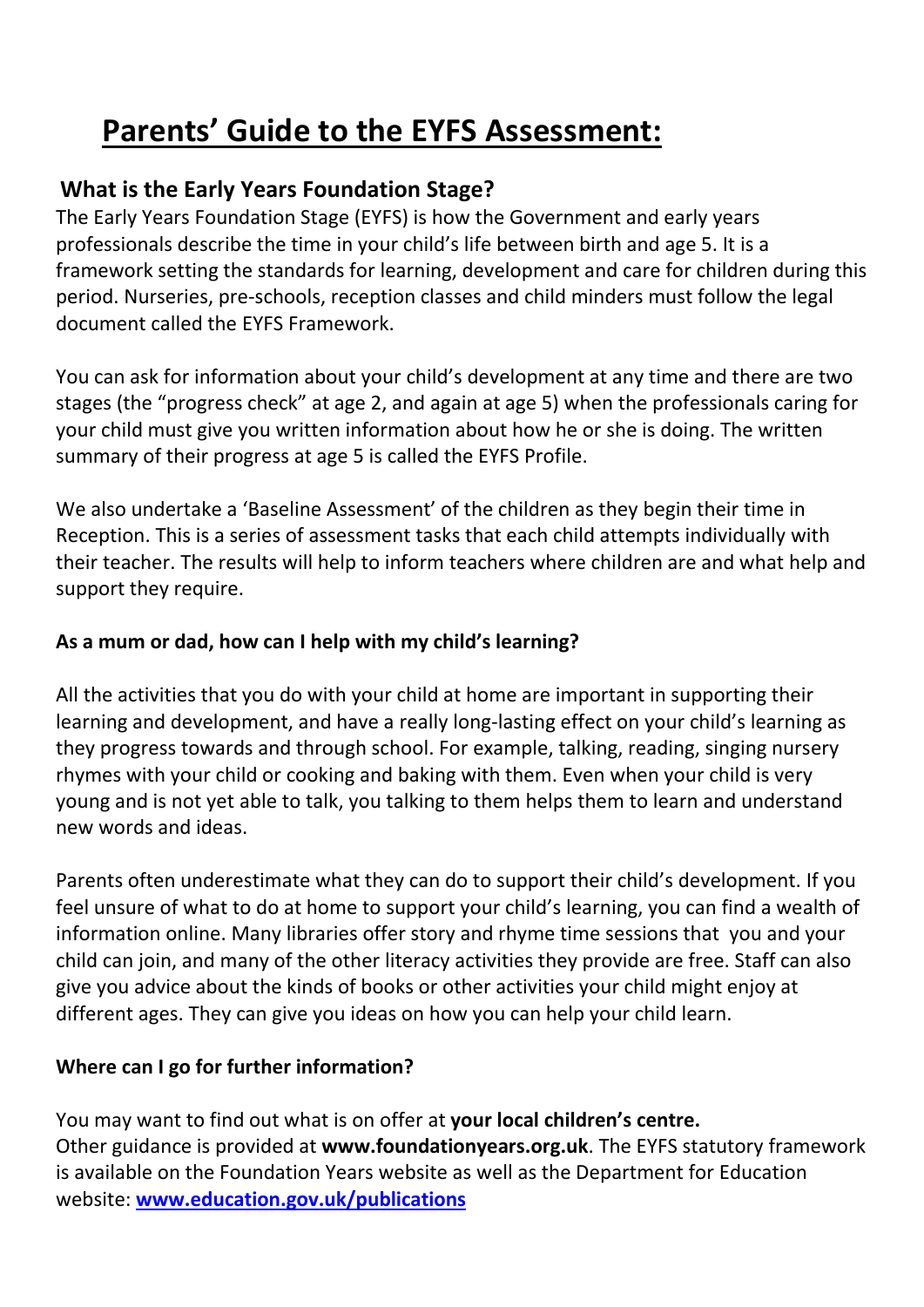# Parents' Guide to the EYFS Assessment:

## What is the Early Years Foundation Stage?

The Early Years Foundation Stage (EYFS) is how the Government and early years professionals describe the time in your child's life between birth and age 5. It is a framework setting the standards for learning, development and care for children during this period. Nurseries, pre-schools, reception classes and child minders must follow the legal document called the EYFS Framework.

You can ask for information about your child's development at any time and there are two stages (the "progress check" at age 2, and again at age 5) when the professionals caring for your child must give you written information about how he or she is doing. The written summary of their progress at age 5 is called the EYFS Profile.

We also undertake a 'Baseline Assessment' of the children as they begin their time in Reception. This is a series of assessment tasks that each child attempts individually with their teacher. The results will help to inform teachers where children are and what help and support they require.

### As a mum or dad, how can I help with my child's learning?

All the activities that you do with your child at home are important in supporting their learning and development, and have a really long-lasting effect on your child's learning as they progress towards and through school. For example, talking, reading, singing nursery rhymes with your child or cooking and baking with them. Even when your child is very young and is not yet able to talk, you talking to them helps them to learn and understand new words and ideas.

Parents often underestimate what they can do to support their child's development. If you feel unsure of what to do at home to support your child's learning, you can find a wealth of information online. Many libraries offer story and rhyme time sessions that you and your child can join, and many of the other literacy activities they provide are free. Staff can also give you advice about the kinds of books or other activities your child might enjoy at different ages. They can give you ideas on how you can help your child learn.

### Where can I go for further information?

You may want to find out what is on offer at **your local children's centre.**
Other guidance is provided at **www.foundationyears.org.uk**. The EYFS statutory framework is available on the Foundation Years website as well as the Department for Education website: **[www.education.gov.uk/publications](www.education.gov.uk/publications)**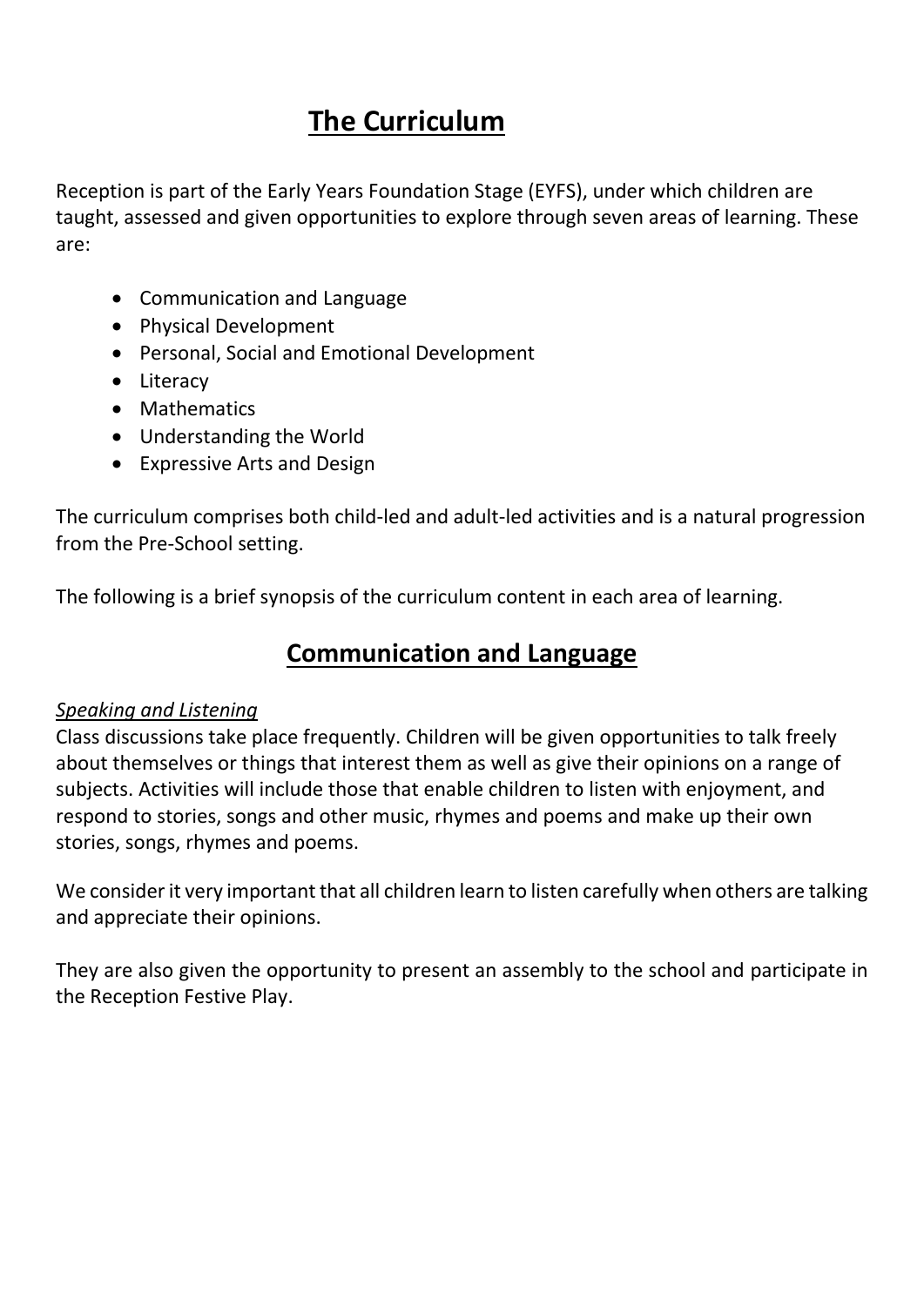# The Curriculum

Reception is part of the Early Years Foundation Stage (EYFS), under which children are taught, assessed and given opportunities to explore through seven areas of learning. These are:

- Communication and Language
- Physical Development
- Personal, Social and Emotional Development
- Literacy
- Mathematics
- Understanding the World
- Expressive Arts and Design

The curriculum comprises both child-led and adult-led activities and is a natural progression from the Pre-School setting.

The following is a brief synopsis of the curriculum content in each area of learning.

## Communication and Language

*Speaking and Listening*

Class discussions take place frequently. Children will be given opportunities to talk freely about themselves or things that interest them as well as give their opinions on a range of subjects. Activities will include those that enable children to listen with enjoyment, and respond to stories, songs and other music, rhymes and poems and make up their own stories, songs, rhymes and poems.

We consider it very important that all children learn to listen carefully when others are talking and appreciate their opinions.

They are also given the opportunity to present an assembly to the school and participate in the Reception Festive Play.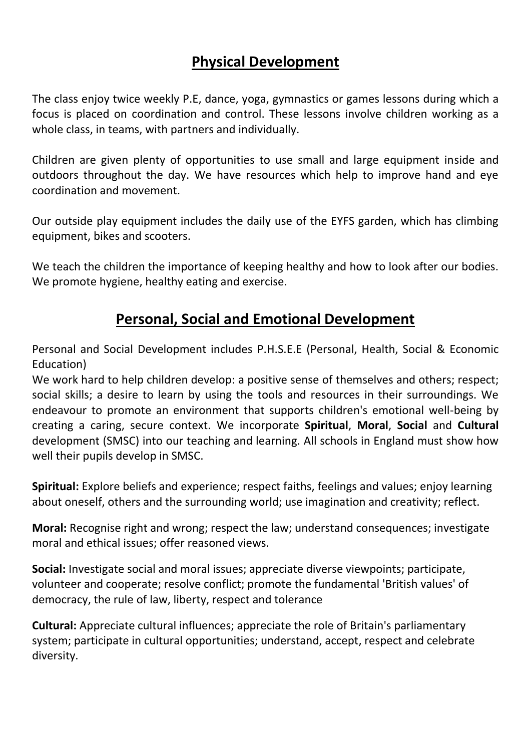## Physical Development

The class enjoy twice weekly P.E, dance, yoga, gymnastics or games lessons during which a focus is placed on coordination and control. These lessons involve children working as a whole class, in teams, with partners and individually.

Children are given plenty of opportunities to use small and large equipment inside and outdoors throughout the day. We have resources which help to improve hand and eye coordination and movement.

Our outside play equipment includes the daily use of the EYFS garden, which has climbing equipment, bikes and scooters.

We teach the children the importance of keeping healthy and how to look after our bodies. We promote hygiene, healthy eating and exercise.

## Personal, Social and Emotional Development

Personal and Social Development includes P.H.S.E.E (Personal, Health, Social & Economic Education)
We work hard to help children develop: a positive sense of themselves and others; respect; social skills; a desire to learn by using the tools and resources in their surroundings. We endeavour to promote an environment that supports children's emotional well-being by creating a caring, secure context. We incorporate **Spiritual**, **Moral**, **Social** and **Cultural** development (SMSC) into our teaching and learning. All schools in England must show how well their pupils develop in SMSC.

**Spiritual:** Explore beliefs and experience; respect faiths, feelings and values; enjoy learning about oneself, others and the surrounding world; use imagination and creativity; reflect.

**Moral:** Recognise right and wrong; respect the law; understand consequences; investigate moral and ethical issues; offer reasoned views.

**Social:** Investigate social and moral issues; appreciate diverse viewpoints; participate, volunteer and cooperate; resolve conflict; promote the fundamental 'British values' of democracy, the rule of law, liberty, respect and tolerance

**Cultural:** Appreciate cultural influences; appreciate the role of Britain's parliamentary system; participate in cultural opportunities; understand, accept, respect and celebrate diversity.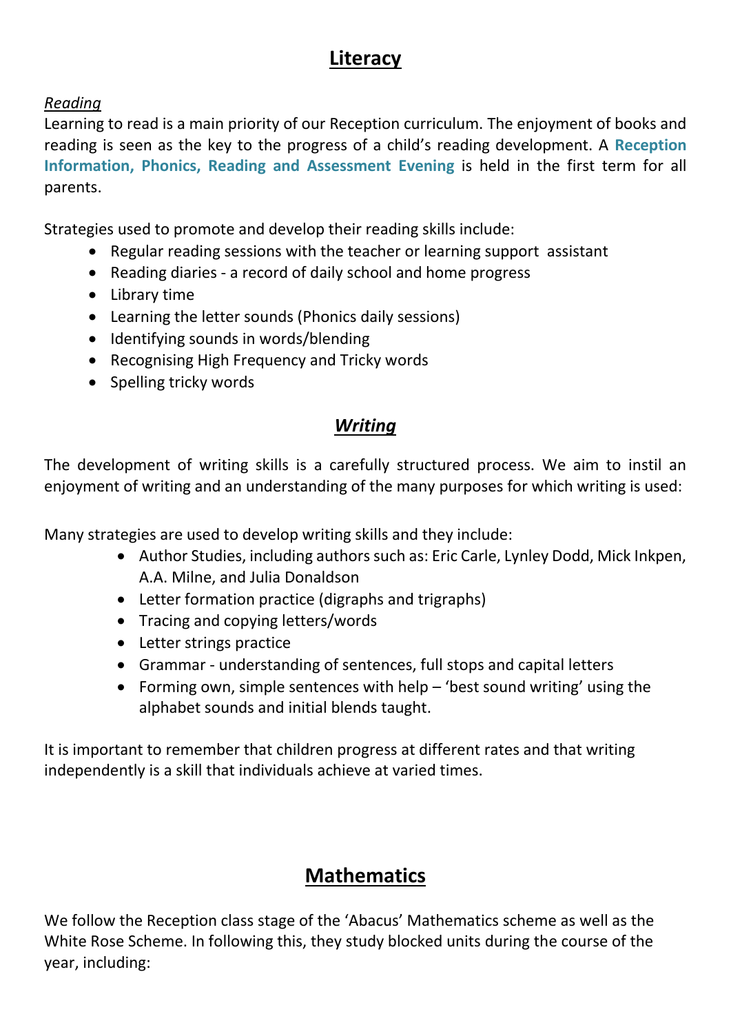# Literacy

*Reading*

Learning to read is a main priority of our Reception curriculum. The enjoyment of books and reading is seen as the key to the progress of a child's reading development. A **Reception Information, Phonics, Reading and Assessment Evening** is held in the first term for all parents.

Strategies used to promote and develop their reading skills include:

- Regular reading sessions with the teacher or learning support assistant
- Reading diaries - a record of daily school and home progress
- Library time
- Learning the letter sounds (Phonics daily sessions)
- Identifying sounds in words/blending
- Recognising High Frequency and Tricky words
- Spelling tricky words

## *Writing*

The development of writing skills is a carefully structured process. We aim to instil an enjoyment of writing and an understanding of the many purposes for which writing is used:

Many strategies are used to develop writing skills and they include:

- Author Studies, including authors such as: Eric Carle, Lynley Dodd, Mick Inkpen, A.A. Milne, and Julia Donaldson
- Letter formation practice (digraphs and trigraphs)
- Tracing and copying letters/words
- Letter strings practice
- Grammar - understanding of sentences, full stops and capital letters
- Forming own, simple sentences with help – 'best sound writing' using the alphabet sounds and initial blends taught.

It is important to remember that children progress at different rates and that writing independently is a skill that individuals achieve at varied times.

# Mathematics

We follow the Reception class stage of the 'Abacus' Mathematics scheme as well as the White Rose Scheme. In following this, they study blocked units during the course of the year, including: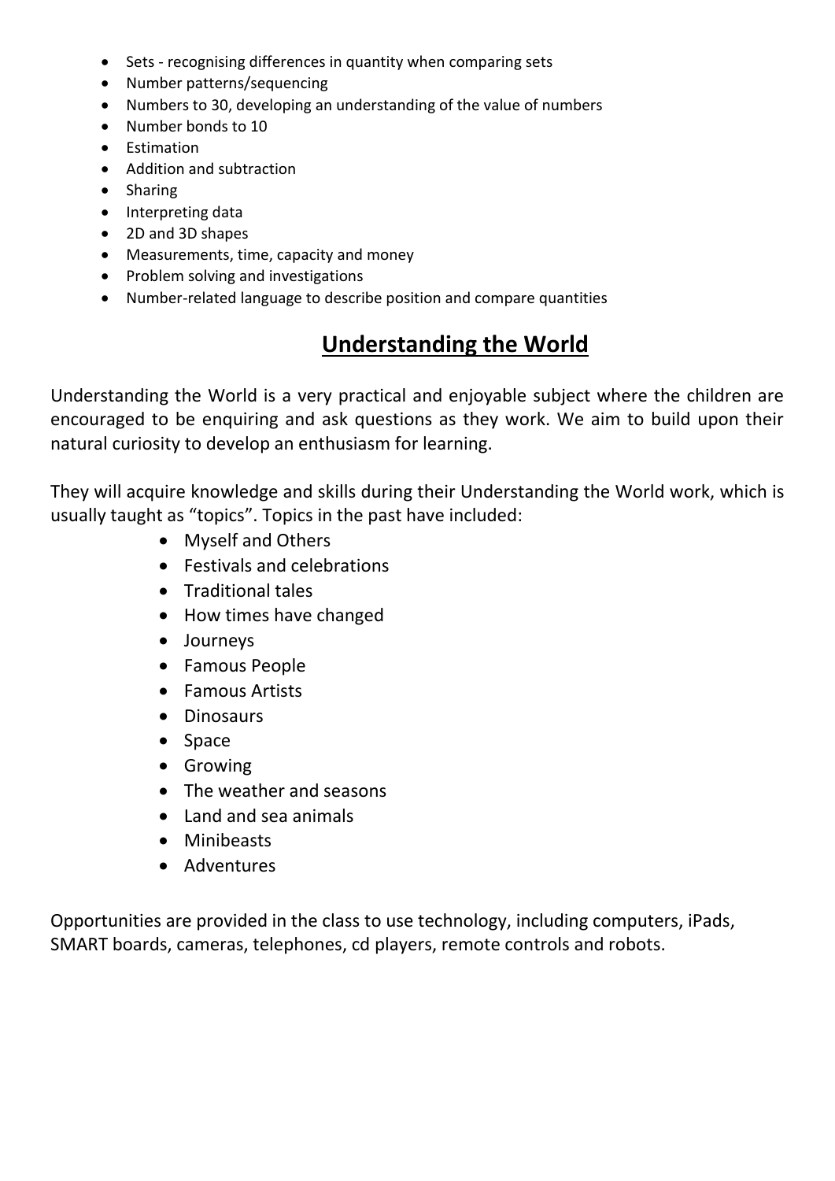- Sets - recognising differences in quantity when comparing sets
- Number patterns/sequencing
- Numbers to 30, developing an understanding of the value of numbers
- Number bonds to 10
- Estimation
- Addition and subtraction
- Sharing
- Interpreting data
- 2D and 3D shapes
- Measurements, time, capacity and money
- Problem solving and investigations
- Number-related language to describe position and compare quantities

## Understanding the World

Understanding the World is a very practical and enjoyable subject where the children are encouraged to be enquiring and ask questions as they work. We aim to build upon their natural curiosity to develop an enthusiasm for learning.

They will acquire knowledge and skills during their Understanding the World work, which is usually taught as "topics". Topics in the past have included:

- Myself and Others
- Festivals and celebrations
- Traditional tales
- How times have changed
- Journeys
- Famous People
- Famous Artists
- Dinosaurs
- Space
- Growing
- The weather and seasons
- Land and sea animals
- Minibeasts
- Adventures

Opportunities are provided in the class to use technology, including computers, iPads, SMART boards, cameras, telephones, cd players, remote controls and robots.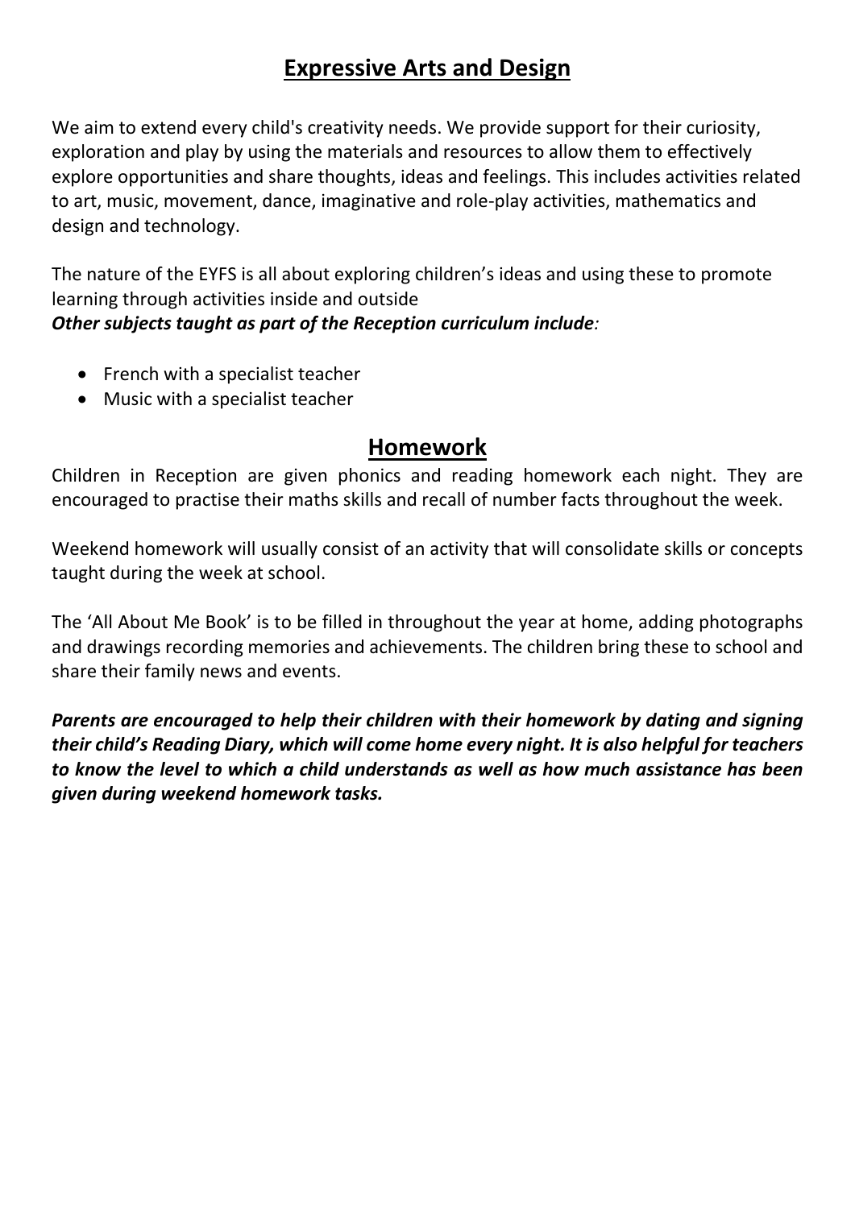## Expressive Arts and Design

We aim to extend every child's creativity needs. We provide support for their curiosity, exploration and play by using the materials and resources to allow them to effectively explore opportunities and share thoughts, ideas and feelings. This includes activities related to art, music, movement, dance, imaginative and role-play activities, mathematics and design and technology.

The nature of the EYFS is all about exploring children's ideas and using these to promote learning through activities inside and outside
***Other subjects taught as part of the Reception curriculum include:***

- French with a specialist teacher
- Music with a specialist teacher

## Homework

Children in Reception are given phonics and reading homework each night. They are encouraged to practise their maths skills and recall of number facts throughout the week.

Weekend homework will usually consist of an activity that will consolidate skills or concepts taught during the week at school.

The 'All About Me Book' is to be filled in throughout the year at home, adding photographs and drawings recording memories and achievements. The children bring these to school and share their family news and events.

***Parents are encouraged to help their children with their homework by dating and signing their child's Reading Diary, which will come home every night. It is also helpful for teachers to know the level to which a child understands as well as how much assistance has been given during weekend homework tasks.***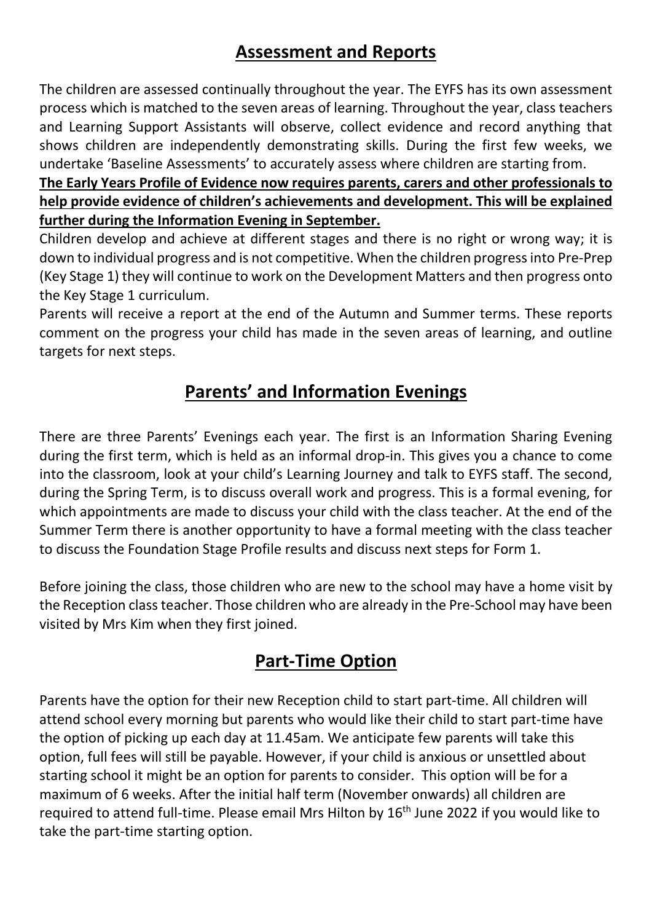## Assessment and Reports

The children are assessed continually throughout the year. The EYFS has its own assessment process which is matched to the seven areas of learning. Throughout the year, class teachers and Learning Support Assistants will observe, collect evidence and record anything that shows children are independently demonstrating skills. During the first few weeks, we undertake 'Baseline Assessments' to accurately assess where children are starting from.

**The Early Years Profile of Evidence now requires parents, carers and other professionals to help provide evidence of children's achievements and development. This will be explained further during the Information Evening in September.**

Children develop and achieve at different stages and there is no right or wrong way; it is down to individual progress and is not competitive. When the children progress into Pre-Prep (Key Stage 1) they will continue to work on the Development Matters and then progress onto the Key Stage 1 curriculum.

Parents will receive a report at the end of the Autumn and Summer terms. These reports comment on the progress your child has made in the seven areas of learning, and outline targets for next steps.

## Parents' and Information Evenings

There are three Parents' Evenings each year. The first is an Information Sharing Evening during the first term, which is held as an informal drop-in. This gives you a chance to come into the classroom, look at your child's Learning Journey and talk to EYFS staff. The second, during the Spring Term, is to discuss overall work and progress. This is a formal evening, for which appointments are made to discuss your child with the class teacher. At the end of the Summer Term there is another opportunity to have a formal meeting with the class teacher to discuss the Foundation Stage Profile results and discuss next steps for Form 1.

Before joining the class, those children who are new to the school may have a home visit by the Reception class teacher. Those children who are already in the Pre-School may have been visited by Mrs Kim when they first joined.

## Part-Time Option

Parents have the option for their new Reception child to start part-time. All children will attend school every morning but parents who would like their child to start part-time have the option of picking up each day at 11.45am. We anticipate few parents will take this option, full fees will still be payable. However, if your child is anxious or unsettled about starting school it might be an option for parents to consider. This option will be for a maximum of 6 weeks. After the initial half term (November onwards) all children are required to attend full-time. Please email Mrs Hilton by 16th June 2022 if you would like to take the part-time starting option.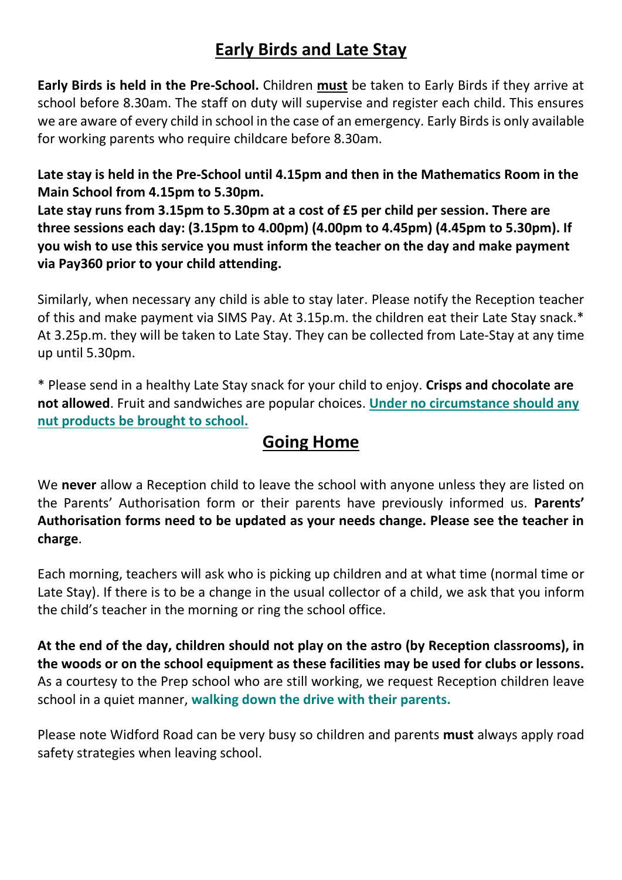## Early Birds and Late Stay

**Early Birds is held in the Pre-School.** Children **must** be taken to Early Birds if they arrive at school before 8.30am. The staff on duty will supervise and register each child. This ensures we are aware of every child in school in the case of an emergency. Early Birds is only available for working parents who require childcare before 8.30am.

**Late stay is held in the Pre-School until 4.15pm and then in the Mathematics Room in the Main School from 4.15pm to 5.30pm.**

**Late stay runs from 3.15pm to 5.30pm at a cost of £5 per child per session. There are three sessions each day: (3.15pm to 4.00pm) (4.00pm to 4.45pm) (4.45pm to 5.30pm). If you wish to use this service you must inform the teacher on the day and make payment via Pay360 prior to your child attending.**

Similarly, when necessary any child is able to stay later. Please notify the Reception teacher of this and make payment via SIMS Pay. At 3.15p.m. the children eat their Late Stay snack.* At 3.25p.m. they will be taken to Late Stay. They can be collected from Late-Stay at any time up until 5.30pm.

* Please send in a healthy Late Stay snack for your child to enjoy. **Crisps and chocolate are not allowed**. Fruit and sandwiches are popular choices. **Under no circumstance should any nut products be brought to school.**

## Going Home

We **never** allow a Reception child to leave the school with anyone unless they are listed on the Parents' Authorisation form or their parents have previously informed us. **Parents' Authorisation forms need to be updated as your needs change. Please see the teacher in charge**.

Each morning, teachers will ask who is picking up children and at what time (normal time or Late Stay). If there is to be a change in the usual collector of a child, we ask that you inform the child's teacher in the morning or ring the school office.

**At the end of the day, children should not play on the astro (by Reception classrooms), in the woods or on the school equipment as these facilities may be used for clubs or lessons.** As a courtesy to the Prep school who are still working, we request Reception children leave school in a quiet manner, **walking down the drive with their parents.**

Please note Widford Road can be very busy so children and parents **must** always apply road safety strategies when leaving school.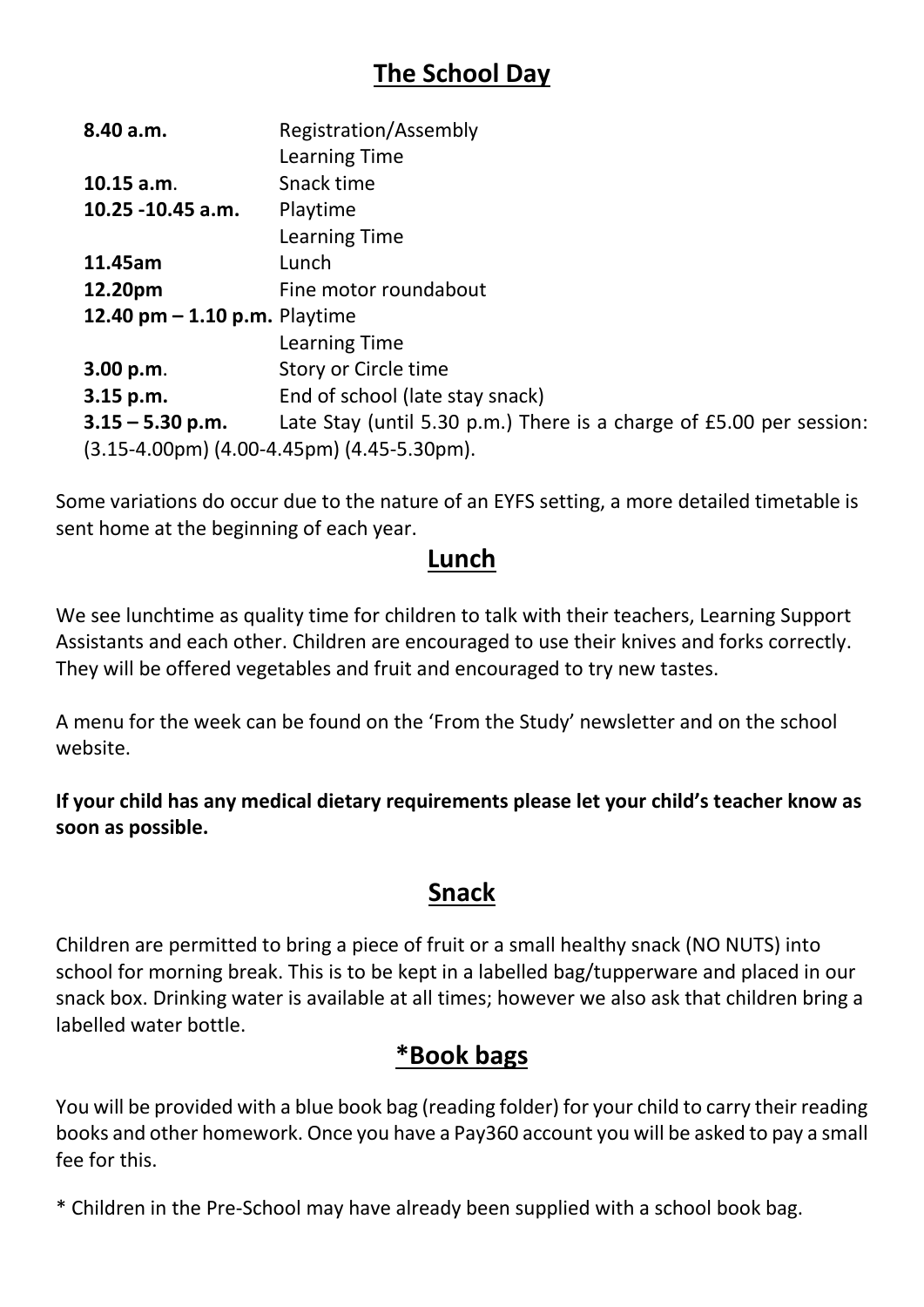## The School Day

| | |
|---|---|
| **8.40 a.m.** | Registration/Assembly |
| | Learning Time |
| **10.15 a.m**. | Snack time |
| **10.25 -10.45 a.m.** | Playtime |
| | Learning Time |
| **11.45am** | Lunch |
| **12.20pm** | Fine motor roundabout |
| **12.40 pm – 1.10 p.m.** | Playtime |
| | Learning Time |
| **3.00 p.m**. | Story or Circle time |
| **3.15 p.m.** | End of school (late stay snack) |
| **3.15 – 5.30 p.m.** | Late Stay (until 5.30 p.m.) There is a charge of £5.00 per session: (3.15-4.00pm) (4.00-4.45pm) (4.45-5.30pm). |

Some variations do occur due to the nature of an EYFS setting, a more detailed timetable is sent home at the beginning of each year.

## Lunch

We see lunchtime as quality time for children to talk with their teachers, Learning Support Assistants and each other. Children are encouraged to use their knives and forks correctly. They will be offered vegetables and fruit and encouraged to try new tastes.

A menu for the week can be found on the 'From the Study' newsletter and on the school website.

**If your child has any medical dietary requirements please let your child's teacher know as soon as possible.**

## Snack

Children are permitted to bring a piece of fruit or a small healthy snack (NO NUTS) into school for morning break. This is to be kept in a labelled bag/tupperware and placed in our snack box. Drinking water is available at all times; however we also ask that children bring a labelled water bottle.

## *Book bags

You will be provided with a blue book bag (reading folder) for your child to carry their reading books and other homework. Once you have a Pay360 account you will be asked to pay a small fee for this.

* Children in the Pre-School may have already been supplied with a school book bag.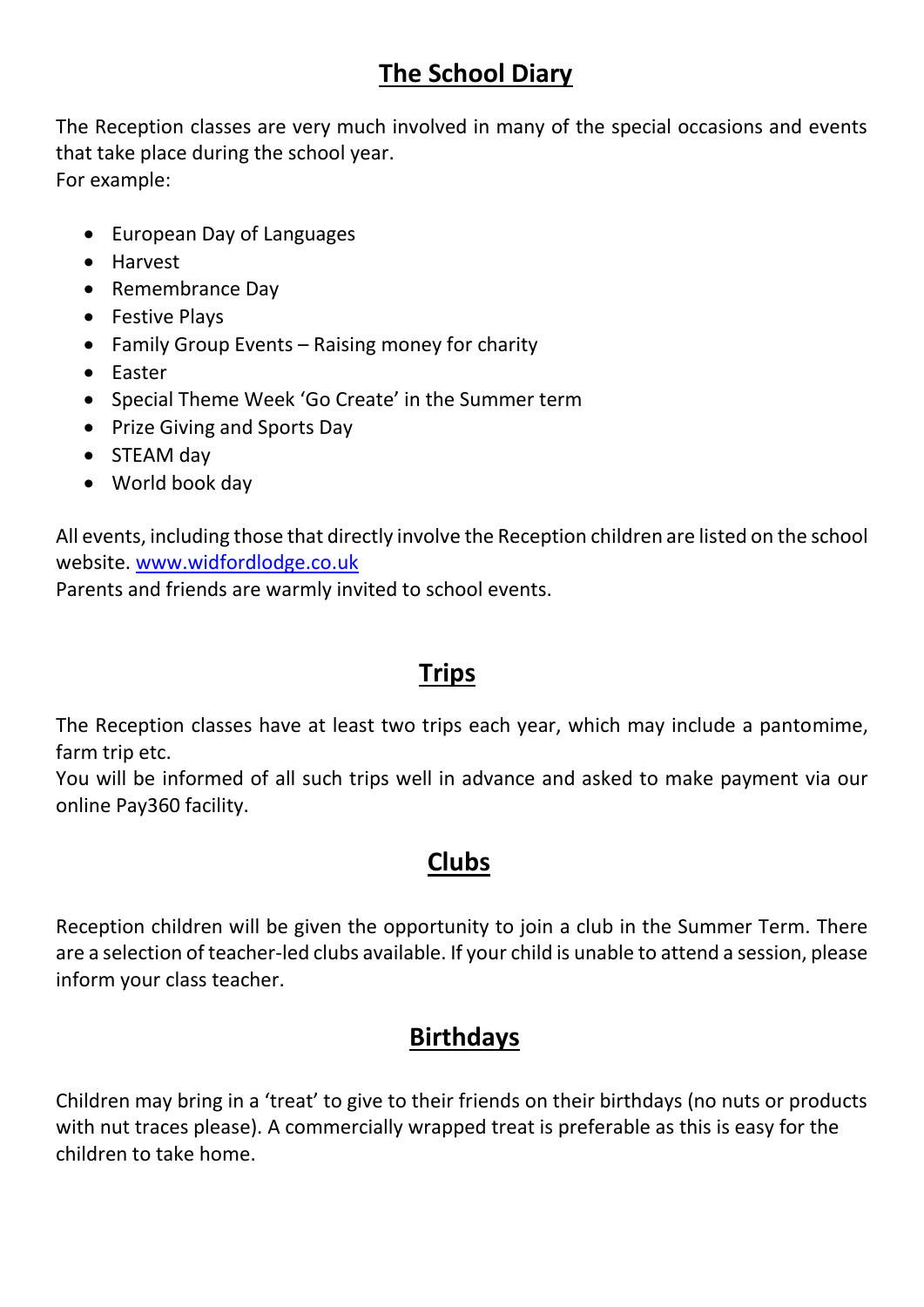## The School Diary

The Reception classes are very much involved in many of the special occasions and events that take place during the school year.
For example:

- European Day of Languages
- Harvest
- Remembrance Day
- Festive Plays
- Family Group Events – Raising money for charity
- Easter
- Special Theme Week 'Go Create' in the Summer term
- Prize Giving and Sports Day
- STEAM day
- World book day

All events, including those that directly involve the Reception children are listed on the school website. [www.widfordlodge.co.uk](http://www.widfordlodge.co.uk)
Parents and friends are warmly invited to school events.

## Trips

The Reception classes have at least two trips each year, which may include a pantomime, farm trip etc.
You will be informed of all such trips well in advance and asked to make payment via our online Pay360 facility.

## Clubs

Reception children will be given the opportunity to join a club in the Summer Term. There are a selection of teacher-led clubs available. If your child is unable to attend a session, please inform your class teacher.

## Birthdays

Children may bring in a 'treat' to give to their friends on their birthdays (no nuts or products with nut traces please). A commercially wrapped treat is preferable as this is easy for the children to take home.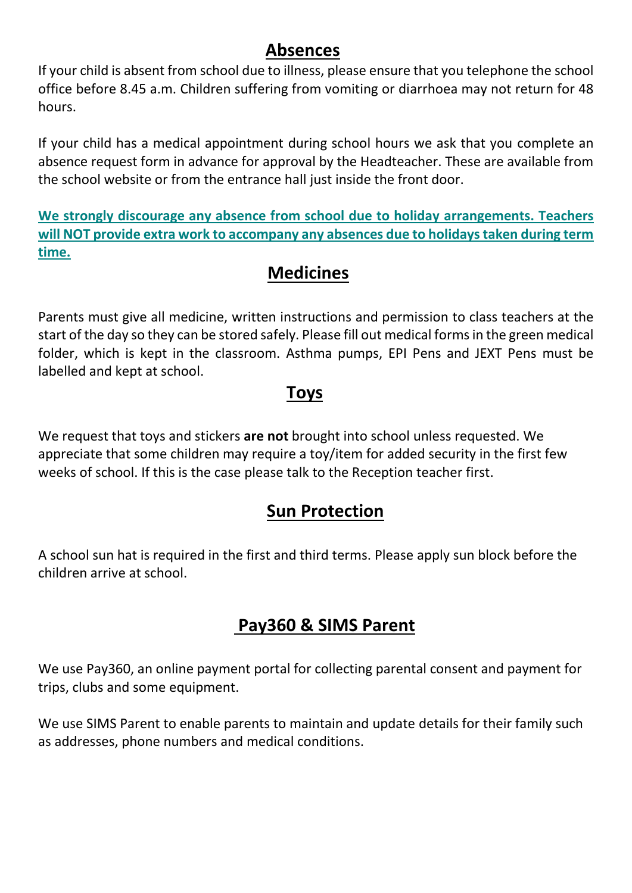## Absences

If your child is absent from school due to illness, please ensure that you telephone the school office before 8.45 a.m. Children suffering from vomiting or diarrhoea may not return for 48 hours.

If your child has a medical appointment during school hours we ask that you complete an absence request form in advance for approval by the Headteacher. These are available from the school website or from the entrance hall just inside the front door.

**We strongly discourage any absence from school due to holiday arrangements. Teachers will NOT provide extra work to accompany any absences due to holidays taken during term time.**

## Medicines

Parents must give all medicine, written instructions and permission to class teachers at the start of the day so they can be stored safely. Please fill out medical forms in the green medical folder, which is kept in the classroom. Asthma pumps, EPI Pens and JEXT Pens must be labelled and kept at school.

## Toys

We request that toys and stickers **are not** brought into school unless requested. We appreciate that some children may require a toy/item for added security in the first few weeks of school. If this is the case please talk to the Reception teacher first.

## Sun Protection

A school sun hat is required in the first and third terms. Please apply sun block before the children arrive at school.

## Pay360 & SIMS Parent

We use Pay360, an online payment portal for collecting parental consent and payment for trips, clubs and some equipment.

We use SIMS Parent to enable parents to maintain and update details for their family such as addresses, phone numbers and medical conditions.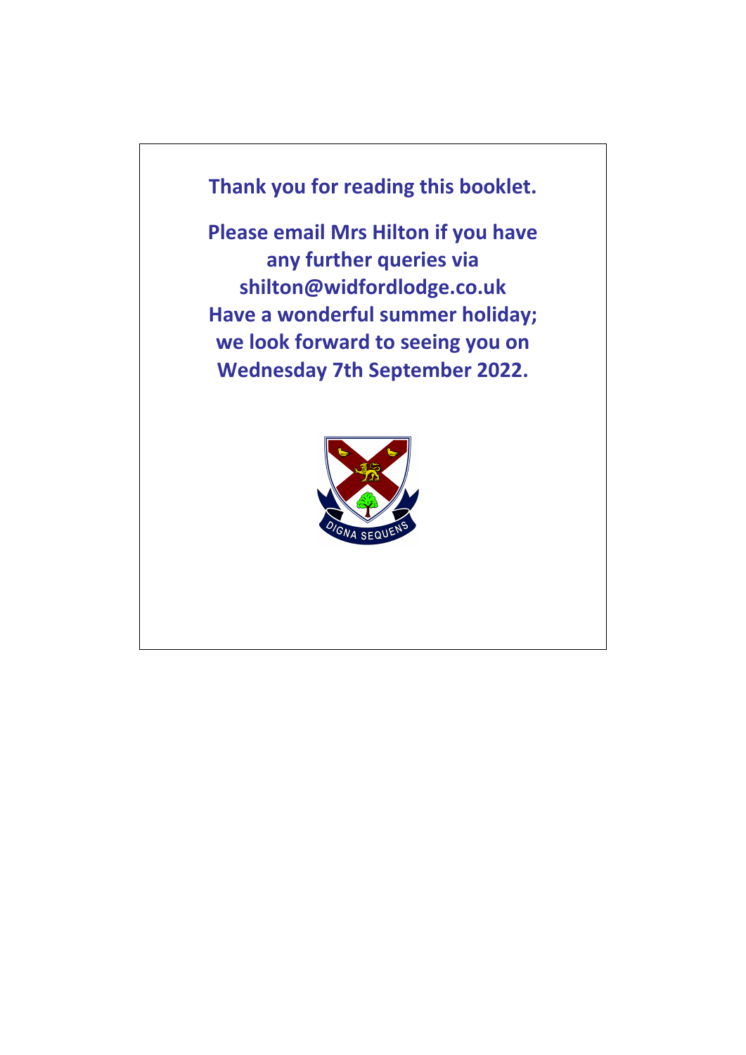**Thank you for reading this booklet.**

**Please email Mrs Hilton if you have any further queries via shilton@widfordlodge.co.uk**
**Have a wonderful summer holiday; we look forward to seeing you on Wednesday 7th September 2022.**